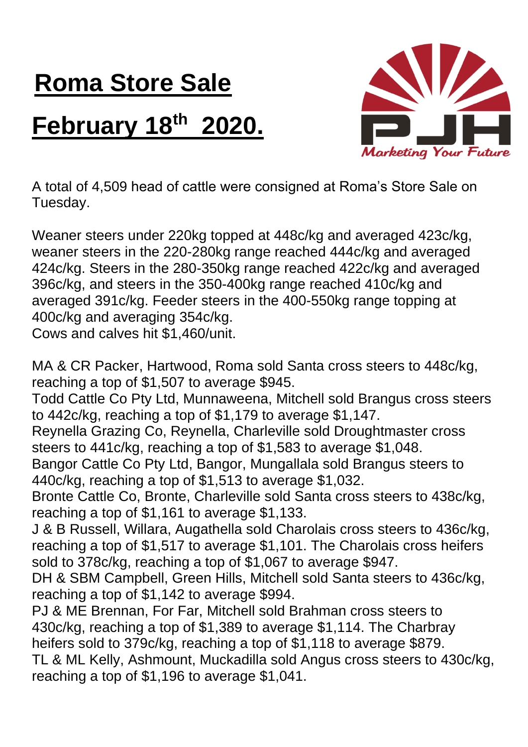# Roma Store Sale

# February 18th 2020.

PJH

*Marketing Your Future*

A total of 4,509 head of cattle were consigned at Roma's Store Sale on Tuesday.

Weaner steers under 220kg topped at 448c/kg and averaged 423c/kg, weaner steers in the 220-280kg range reached 444c/kg and averaged 424c/kg. Steers in the 280-350kg range reached 422c/kg and averaged 396c/kg, and steers in the 350-400kg range reached 410c/kg and averaged 391c/kg. Feeder steers in the 400-550kg range topping at 400c/kg and averaging 354c/kg.
Cows and calves hit $1,460/unit.

MA & CR Packer, Hartwood, Roma sold Santa cross steers to 448c/kg, reaching a top of $1,507 to average $945.
Todd Cattle Co Pty Ltd, Munnaweena, Mitchell sold Brangus cross steers to 442c/kg, reaching a top of $1,179 to average $1,147.
Reynella Grazing Co, Reynella, Charleville sold Droughtmaster cross steers to 441c/kg, reaching a top of $1,583 to average $1,048.
Bangor Cattle Co Pty Ltd, Bangor, Mungallala sold Brangus steers to 440c/kg, reaching a top of $1,513 to average $1,032.
Bronte Cattle Co, Bronte, Charleville sold Santa cross steers to 438c/kg, reaching a top of $1,161 to average $1,133.
J & B Russell, Willara, Augathella sold Charolais cross steers to 436c/kg, reaching a top of $1,517 to average $1,101. The Charolais cross heifers sold to 378c/kg, reaching a top of $1,067 to average $947.
DH & SBM Campbell, Green Hills, Mitchell sold Santa steers to 436c/kg, reaching a top of $1,142 to average $994.
PJ & ME Brennan, For Far, Mitchell sold Brahman cross steers to 430c/kg, reaching a top of $1,389 to average $1,114. The Charbray heifers sold to 379c/kg, reaching a top of $1,118 to average $879.
TL & ML Kelly, Ashmount, Muckadilla sold Angus cross steers to 430c/kg, reaching a top of $1,196 to average $1,041.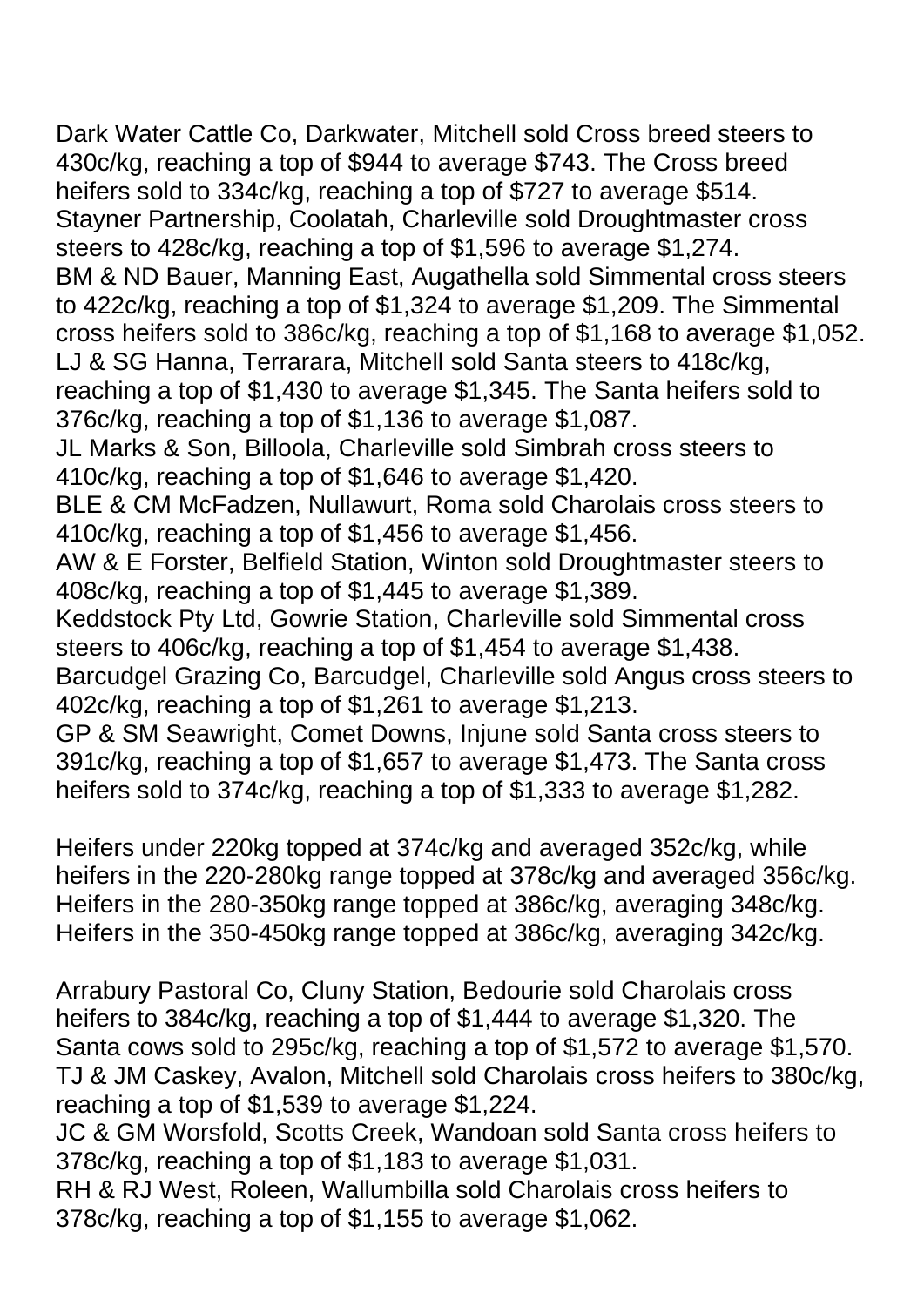Dark Water Cattle Co, Darkwater, Mitchell sold Cross breed steers to 430c/kg, reaching a top of $944 to average $743. The Cross breed heifers sold to 334c/kg, reaching a top of $727 to average $514.
Stayner Partnership, Coolatah, Charleville sold Droughtmaster cross steers to 428c/kg, reaching a top of $1,596 to average $1,274.
BM & ND Bauer, Manning East, Augathella sold Simmental cross steers to 422c/kg, reaching a top of $1,324 to average $1,209. The Simmental cross heifers sold to 386c/kg, reaching a top of $1,168 to average $1,052.
LJ & SG Hanna, Terrarara, Mitchell sold Santa steers to 418c/kg, reaching a top of $1,430 to average $1,345. The Santa heifers sold to 376c/kg, reaching a top of $1,136 to average $1,087.
JL Marks & Son, Billoola, Charleville sold Simbrah cross steers to 410c/kg, reaching a top of $1,646 to average $1,420.
BLE & CM McFadzen, Nullawurt, Roma sold Charolais cross steers to 410c/kg, reaching a top of $1,456 to average $1,456.
AW & E Forster, Belfield Station, Winton sold Droughtmaster steers to 408c/kg, reaching a top of $1,445 to average $1,389.
Keddstock Pty Ltd, Gowrie Station, Charleville sold Simmental cross steers to 406c/kg, reaching a top of $1,454 to average $1,438.
Barcudgel Grazing Co, Barcudgel, Charleville sold Angus cross steers to 402c/kg, reaching a top of $1,261 to average $1,213.
GP & SM Seawright, Comet Downs, Injune sold Santa cross steers to 391c/kg, reaching a top of $1,657 to average $1,473. The Santa cross heifers sold to 374c/kg, reaching a top of $1,333 to average $1,282.

Heifers under 220kg topped at 374c/kg and averaged 352c/kg, while heifers in the 220-280kg range topped at 378c/kg and averaged 356c/kg. Heifers in the 280-350kg range topped at 386c/kg, averaging 348c/kg. Heifers in the 350-450kg range topped at 386c/kg, averaging 342c/kg.

Arrabury Pastoral Co, Cluny Station, Bedourie sold Charolais cross heifers to 384c/kg, reaching a top of $1,444 to average $1,320. The Santa cows sold to 295c/kg, reaching a top of $1,572 to average $1,570.
TJ & JM Caskey, Avalon, Mitchell sold Charolais cross heifers to 380c/kg, reaching a top of $1,539 to average $1,224.
JC & GM Worsfold, Scotts Creek, Wandoan sold Santa cross heifers to 378c/kg, reaching a top of $1,183 to average $1,031.
RH & RJ West, Roleen, Wallumbilla sold Charolais cross heifers to 378c/kg, reaching a top of $1,155 to average $1,062.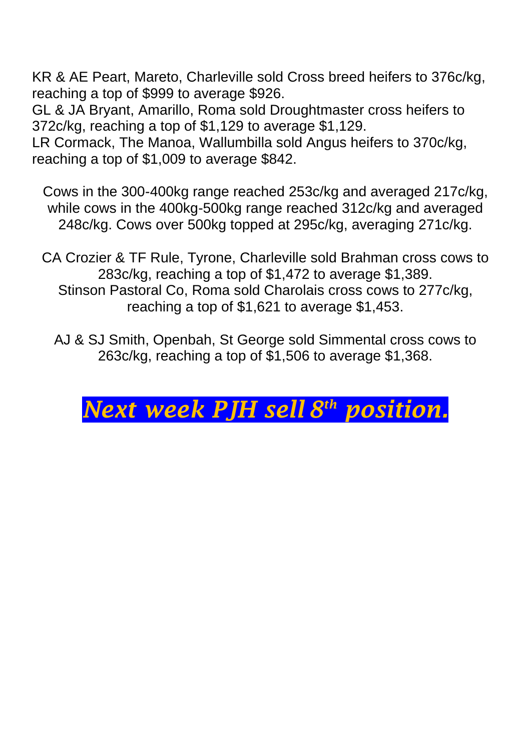KR & AE Peart, Mareto, Charleville sold Cross breed heifers to 376c/kg, reaching a top of $999 to average $926.
GL & JA Bryant, Amarillo, Roma sold Droughtmaster cross heifers to 372c/kg, reaching a top of $1,129 to average $1,129.
LR Cormack, The Manoa, Wallumbilla sold Angus heifers to 370c/kg, reaching a top of $1,009 to average $842.

Cows in the 300-400kg range reached 253c/kg and averaged 217c/kg, while cows in the 400kg-500kg range reached 312c/kg and averaged 248c/kg. Cows over 500kg topped at 295c/kg, averaging 271c/kg.

CA Crozier & TF Rule, Tyrone, Charleville sold Brahman cross cows to 283c/kg, reaching a top of $1,472 to average $1,389.
Stinson Pastoral Co, Roma sold Charolais cross cows to 277c/kg, reaching a top of $1,621 to average $1,453.

AJ & SJ Smith, Openbah, St George sold Simmental cross cows to 263c/kg, reaching a top of $1,506 to average $1,368.

***Next week PJH sell 8th position.***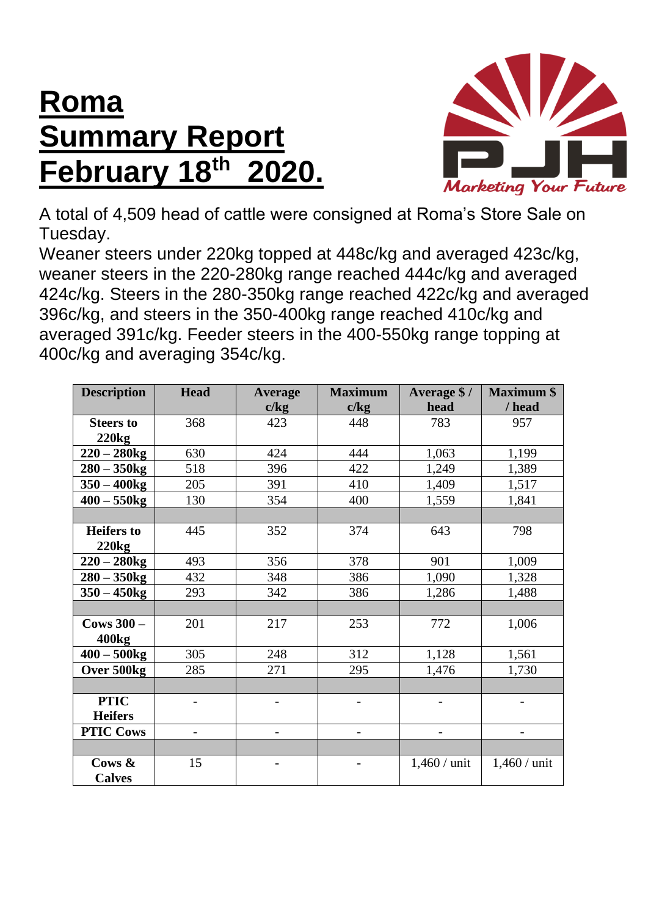# Roma Summary Report February 18th 2020.

A total of 4,509 head of cattle were consigned at Roma's Store Sale on Tuesday.

Weaner steers under 220kg topped at 448c/kg and averaged 423c/kg, weaner steers in the 220-280kg range reached 444c/kg and averaged 424c/kg. Steers in the 280-350kg range reached 422c/kg and averaged 396c/kg, and steers in the 350-400kg range reached 410c/kg and averaged 391c/kg. Feeder steers in the 400-550kg range topping at 400c/kg and averaging 354c/kg.

| Description | Head | Average c/kg | Maximum c/kg | Average $ / head | Maximum $ / head |
|---|---|---|---|---|---|
| **Steers to 220kg** | 368 | 423 | 448 | 783 | 957 |
| **220 – 280kg** | 630 | 424 | 444 | 1,063 | 1,199 |
| **280 – 350kg** | 518 | 396 | 422 | 1,249 | 1,389 |
| **350 – 400kg** | 205 | 391 | 410 | 1,409 | 1,517 |
| **400 – 550kg** | 130 | 354 | 400 | 1,559 | 1,841 |
| | | | | | |
| **Heifers to 220kg** | 445 | 352 | 374 | 643 | 798 |
| **220 – 280kg** | 493 | 356 | 378 | 901 | 1,009 |
| **280 – 350kg** | 432 | 348 | 386 | 1,090 | 1,328 |
| **350 – 450kg** | 293 | 342 | 386 | 1,286 | 1,488 |
| | | | | | |
| **Cows 300 – 400kg** | 201 | 217 | 253 | 772 | 1,006 |
| **400 – 500kg** | 305 | 248 | 312 | 1,128 | 1,561 |
| **Over 500kg** | 285 | 271 | 295 | 1,476 | 1,730 |
| | | | | | |
| **PTIC Heifers** | - | - | - | - | - |
| **PTIC Cows** | - | - | - | - | - |
| | | | | | |
| **Cows & Calves** | 15 | - | - | 1,460 / unit | 1,460 / unit |